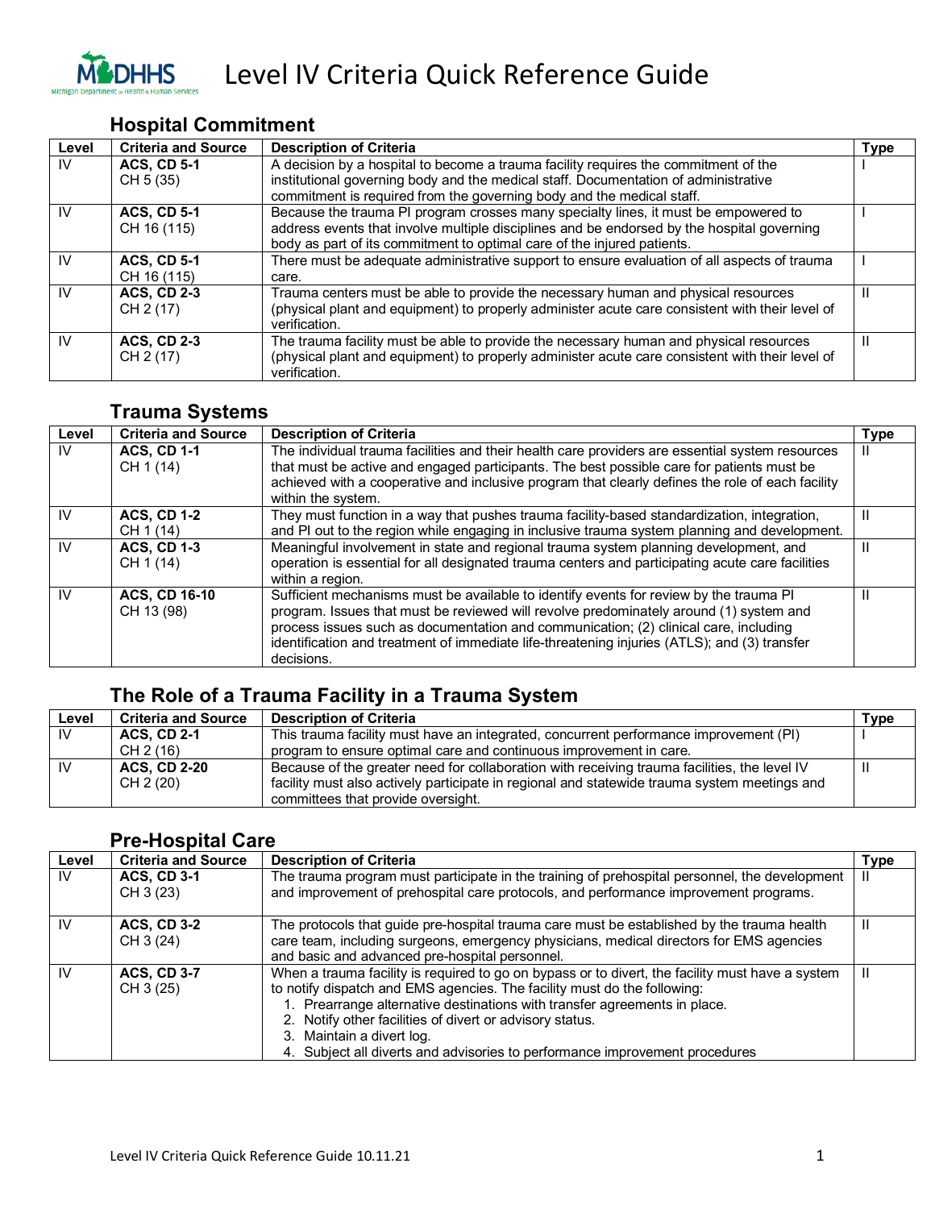# Level IV Criteria Quick Reference Guide

## Hospital Commitment

| Level | Criteria and Source | Description of Criteria | Type |
|---|---|---|---|
| IV | **ACS, CD 5-1** CH 5 (35) | A decision by a hospital to become a trauma facility requires the commitment of the institutional governing body and the medical staff. Documentation of administrative commitment is required from the governing body and the medical staff. | I |
| IV | **ACS, CD 5-1** CH 16 (115) | Because the trauma PI program crosses many specialty lines, it must be empowered to address events that involve multiple disciplines and be endorsed by the hospital governing body as part of its commitment to optimal care of the injured patients. | I |
| IV | **ACS, CD 5-1** CH 16 (115) | There must be adequate administrative support to ensure evaluation of all aspects of trauma care. | I |
| IV | **ACS, CD 2-3** CH 2 (17) | Trauma centers must be able to provide the necessary human and physical resources (physical plant and equipment) to properly administer acute care consistent with their level of verification. | II |
| IV | **ACS, CD 2-3** CH 2 (17) | The trauma facility must be able to provide the necessary human and physical resources (physical plant and equipment) to properly administer acute care consistent with their level of verification. | II |

## Trauma Systems

| Level | Criteria and Source | Description of Criteria | Type |
|---|---|---|---|
| IV | **ACS, CD 1-1** CH 1 (14) | The individual trauma facilities and their health care providers are essential system resources that must be active and engaged participants. The best possible care for patients must be achieved with a cooperative and inclusive program that clearly defines the role of each facility within the system. | II |
| IV | **ACS, CD 1-2** CH 1 (14) | They must function in a way that pushes trauma facility-based standardization, integration, and PI out to the region while engaging in inclusive trauma system planning and development. | II |
| IV | **ACS, CD 1-3** CH 1 (14) | Meaningful involvement in state and regional trauma system planning development, and operation is essential for all designated trauma centers and participating acute care facilities within a region. | II |
| IV | **ACS, CD 16-10** CH 13 (98) | Sufficient mechanisms must be available to identify events for review by the trauma PI program. Issues that must be reviewed will revolve predominately around (1) system and process issues such as documentation and communication; (2) clinical care, including identification and treatment of immediate life-threatening injuries (ATLS); and (3) transfer decisions. | II |

## The Role of a Trauma Facility in a Trauma System

| Level | Criteria and Source | Description of Criteria | Type |
|---|---|---|---|
| IV | **ACS, CD 2-1** CH 2 (16) | This trauma facility must have an integrated, concurrent performance improvement (PI) program to ensure optimal care and continuous improvement in care. | I |
| IV | **ACS, CD 2-20** CH 2 (20) | Because of the greater need for collaboration with receiving trauma facilities, the level IV facility must also actively participate in regional and statewide trauma system meetings and committees that provide oversight. | II |

## Pre-Hospital Care

| Level | Criteria and Source | Description of Criteria | Type |
|---|---|---|---|
| IV | **ACS, CD 3-1** CH 3 (23) | The trauma program must participate in the training of prehospital personnel, the development and improvement of prehospital care protocols, and performance improvement programs. | II |
| IV | **ACS, CD 3-2** CH 3 (24) | The protocols that guide pre-hospital trauma care must be established by the trauma health care team, including surgeons, emergency physicians, medical directors for EMS agencies and basic and advanced pre-hospital personnel. | II |
| IV | **ACS, CD 3-7** CH 3 (25) | When a trauma facility is required to go on bypass or to divert, the facility must have a system to notify dispatch and EMS agencies. The facility must do the following: 1. Prearrange alternative destinations with transfer agreements in place. 2. Notify other facilities of divert or advisory status. 3. Maintain a divert log. 4. Subject all diverts and advisories to performance improvement procedures | II |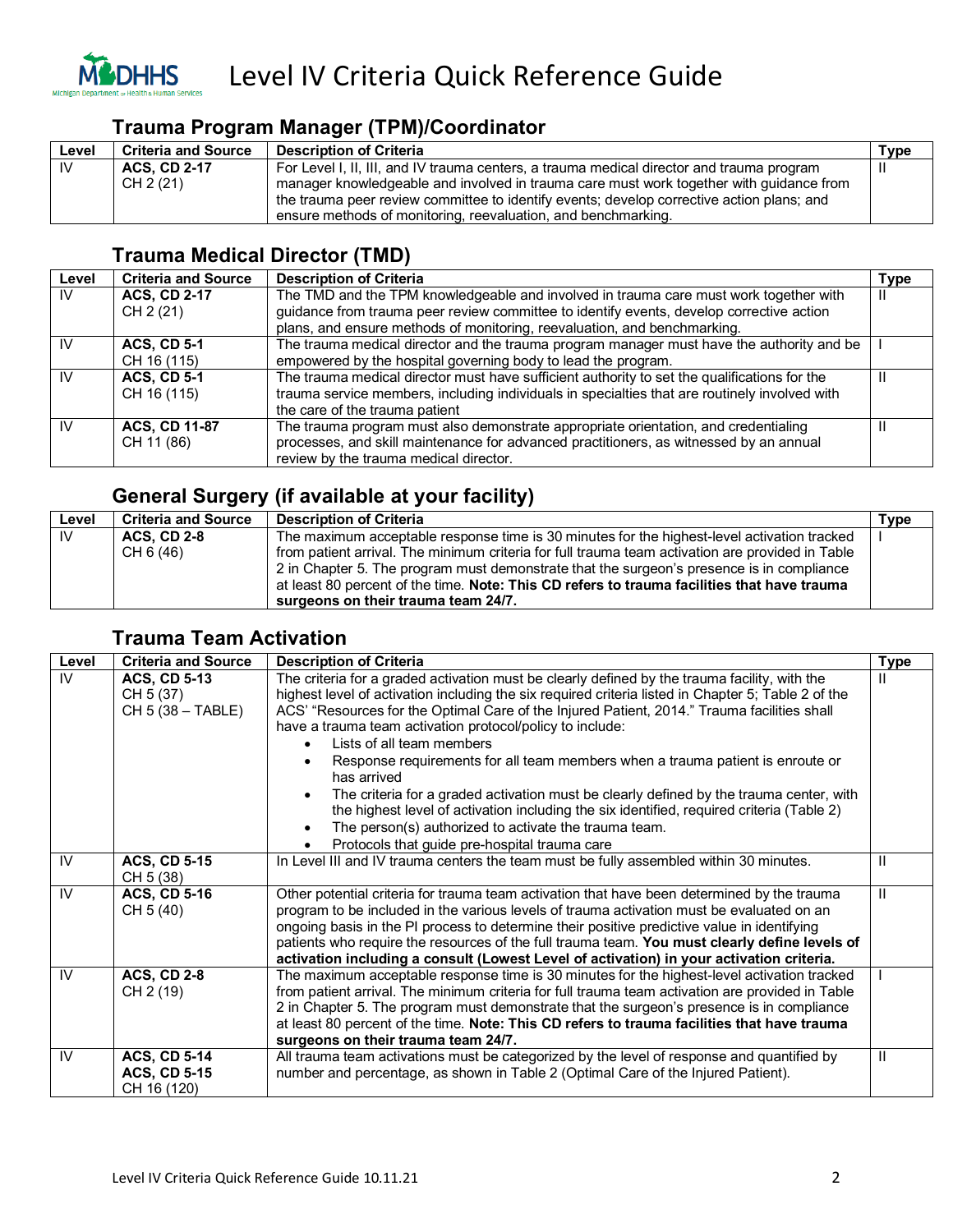# Level IV Criteria Quick Reference Guide

## Trauma Program Manager (TPM)/Coordinator

| Level | Criteria and Source | Description of Criteria | Type |
|---|---|---|---|
| IV | **ACS, CD 2-17**<br>CH 2 (21) | For Level I, II, III, and IV trauma centers, a trauma medical director and trauma program manager knowledgeable and involved in trauma care must work together with guidance from the trauma peer review committee to identify events; develop corrective action plans; and ensure methods of monitoring, reevaluation, and benchmarking. | II |

## Trauma Medical Director (TMD)

| Level | Criteria and Source | Description of Criteria | Type |
|---|---|---|---|
| IV | **ACS, CD 2-17**<br>CH 2 (21) | The TMD and the TPM knowledgeable and involved in trauma care must work together with guidance from trauma peer review committee to identify events, develop corrective action plans, and ensure methods of monitoring, reevaluation, and benchmarking. | II |
| IV | **ACS, CD 5-1**<br>CH 16 (115) | The trauma medical director and the trauma program manager must have the authority and be empowered by the hospital governing body to lead the program. | I |
| IV | **ACS, CD 5-1**<br>CH 16 (115) | The trauma medical director must have sufficient authority to set the qualifications for the trauma service members, including individuals in specialties that are routinely involved with the care of the trauma patient | II |
| IV | **ACS, CD 11-87**<br>CH 11 (86) | The trauma program must also demonstrate appropriate orientation, and credentialing processes, and skill maintenance for advanced practitioners, as witnessed by an annual review by the trauma medical director. | II |

## General Surgery (if available at your facility)

| Level | Criteria and Source | Description of Criteria | Type |
|---|---|---|---|
| IV | **ACS, CD 2-8**<br>CH 6 (46) | The maximum acceptable response time is 30 minutes for the highest-level activation tracked from patient arrival. The minimum criteria for full trauma team activation are provided in Table 2 in Chapter 5. The program must demonstrate that the surgeon's presence is in compliance at least 80 percent of the time. **Note: This CD refers to trauma facilities that have trauma surgeons on their trauma team 24/7.** | I |

## Trauma Team Activation

| Level | Criteria and Source | Description of Criteria | Type |
|---|---|---|---|
| IV | **ACS, CD 5-13**<br>CH 5 (37)<br>CH 5 (38 – TABLE) | The criteria for a graded activation must be clearly defined by the trauma facility, with the highest level of activation including the six required criteria listed in Chapter 5; Table 2 of the ACS' "Resources for the Optimal Care of the Injured Patient, 2014." Trauma facilities shall have a trauma team activation protocol/policy to include:<br>• Lists of all team members<br>• Response requirements for all team members when a trauma patient is enroute or has arrived<br>• The criteria for a graded activation must be clearly defined by the trauma center, with the highest level of activation including the six identified, required criteria (Table 2)<br>• The person(s) authorized to activate the trauma team.<br>• Protocols that guide pre-hospital trauma care | II |
| IV | **ACS, CD 5-15**<br>CH 5 (38) | In Level III and IV trauma centers the team must be fully assembled within 30 minutes. | II |
| IV | **ACS, CD 5-16**<br>CH 5 (40) | Other potential criteria for trauma team activation that have been determined by the trauma program to be included in the various levels of trauma activation must be evaluated on an ongoing basis in the PI process to determine their positive predictive value in identifying patients who require the resources of the full trauma team. **You must clearly define levels of activation including a consult (Lowest Level of activation) in your activation criteria.** | II |
| IV | **ACS, CD 2-8**<br>CH 2 (19) | The maximum acceptable response time is 30 minutes for the highest-level activation tracked from patient arrival. The minimum criteria for full trauma team activation are provided in Table 2 in Chapter 5. The program must demonstrate that the surgeon's presence is in compliance at least 80 percent of the time. **Note: This CD refers to trauma facilities that have trauma surgeons on their trauma team 24/7.** | I |
| IV | **ACS, CD 5-14**<br>**ACS, CD 5-15**<br>CH 16 (120) | All trauma team activations must be categorized by the level of response and quantified by number and percentage, as shown in Table 2 (Optimal Care of the Injured Patient). | II |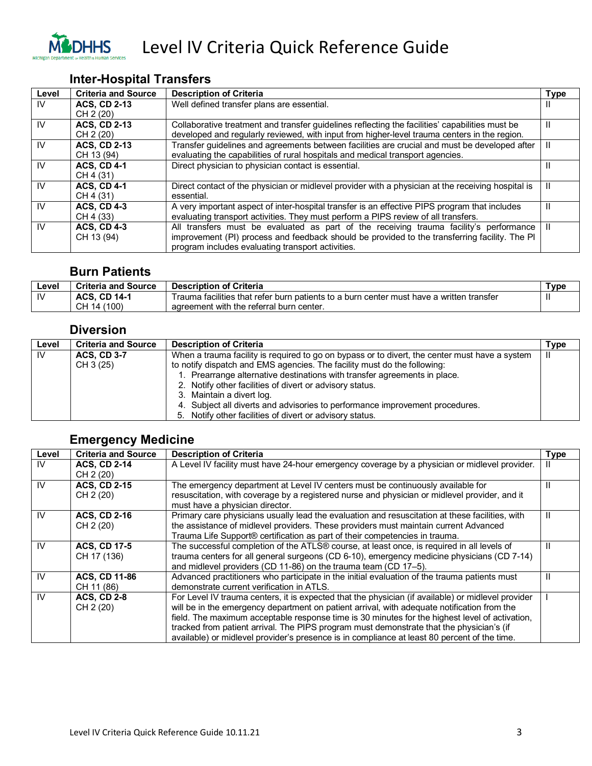# Level IV Criteria Quick Reference Guide

## Inter-Hospital Transfers

| Level | Criteria and Source | Description of Criteria | Type |
|---|---|---|---|
| IV | **ACS, CD 2-13** CH 2 (20) | Well defined transfer plans are essential. | II |
| IV | **ACS, CD 2-13** CH 2 (20) | Collaborative treatment and transfer guidelines reflecting the facilities' capabilities must be developed and regularly reviewed, with input from higher-level trauma centers in the region. | II |
| IV | **ACS, CD 2-13** CH 13 (94) | Transfer guidelines and agreements between facilities are crucial and must be developed after evaluating the capabilities of rural hospitals and medical transport agencies. | II |
| IV | **ACS, CD 4-1** CH 4 (31) | Direct physician to physician contact is essential. | II |
| IV | **ACS, CD 4-1** CH 4 (31) | Direct contact of the physician or midlevel provider with a physician at the receiving hospital is essential. | II |
| IV | **ACS, CD 4-3** CH 4 (33) | A very important aspect of inter-hospital transfer is an effective PIPS program that includes evaluating transport activities. They must perform a PIPS review of all transfers. | II |
| IV | **ACS, CD 4-3** CH 13 (94) | All transfers must be evaluated as part of the receiving trauma facility's performance improvement (PI) process and feedback should be provided to the transferring facility. The PI program includes evaluating transport activities. | II |

## Burn Patients

| Level | Criteria and Source | Description of Criteria | Type |
|---|---|---|---|
| IV | **ACS, CD 14-1** CH 14 (100) | Trauma facilities that refer burn patients to a burn center must have a written transfer agreement with the referral burn center. | II |

## Diversion

| Level | Criteria and Source | Description of Criteria | Type |
|---|---|---|---|
| IV | **ACS, CD 3-7** CH 3 (25) | When a trauma facility is required to go on bypass or to divert, the center must have a system to notify dispatch and EMS agencies. The facility must do the following: 1. Prearrange alternative destinations with transfer agreements in place. 2. Notify other facilities of divert or advisory status. 3. Maintain a divert log. 4. Subject all diverts and advisories to performance improvement procedures. 5. Notify other facilities of divert or advisory status. | II |

## Emergency Medicine

| Level | Criteria and Source | Description of Criteria | Type |
|---|---|---|---|
| IV | **ACS, CD 2-14** CH 2 (20) | A Level IV facility must have 24-hour emergency coverage by a physician or midlevel provider. | II |
| IV | **ACS, CD 2-15** CH 2 (20) | The emergency department at Level IV centers must be continuously available for resuscitation, with coverage by a registered nurse and physician or midlevel provider, and it must have a physician director. | II |
| IV | **ACS, CD 2-16** CH 2 (20) | Primary care physicians usually lead the evaluation and resuscitation at these facilities, with the assistance of midlevel providers. These providers must maintain current Advanced Trauma Life Support® certification as part of their competencies in trauma. | II |
| IV | **ACS, CD 17-5** CH 17 (136) | The successful completion of the ATLS® course, at least once, is required in all levels of trauma centers for all general surgeons (CD 6-10), emergency medicine physicians (CD 7-14) and midlevel providers (CD 11-86) on the trauma team (CD 17–5). | II |
| IV | **ACS, CD 11-86** CH 11 (86) | Advanced practitioners who participate in the initial evaluation of the trauma patients must demonstrate current verification in ATLS. | II |
| IV | **ACS, CD 2-8** CH 2 (20) | For Level IV trauma centers, it is expected that the physician (if available) or midlevel provider will be in the emergency department on patient arrival, with adequate notification from the field. The maximum acceptable response time is 30 minutes for the highest level of activation, tracked from patient arrival. The PIPS program must demonstrate that the physician's (if available) or midlevel provider's presence is in compliance at least 80 percent of the time. | I |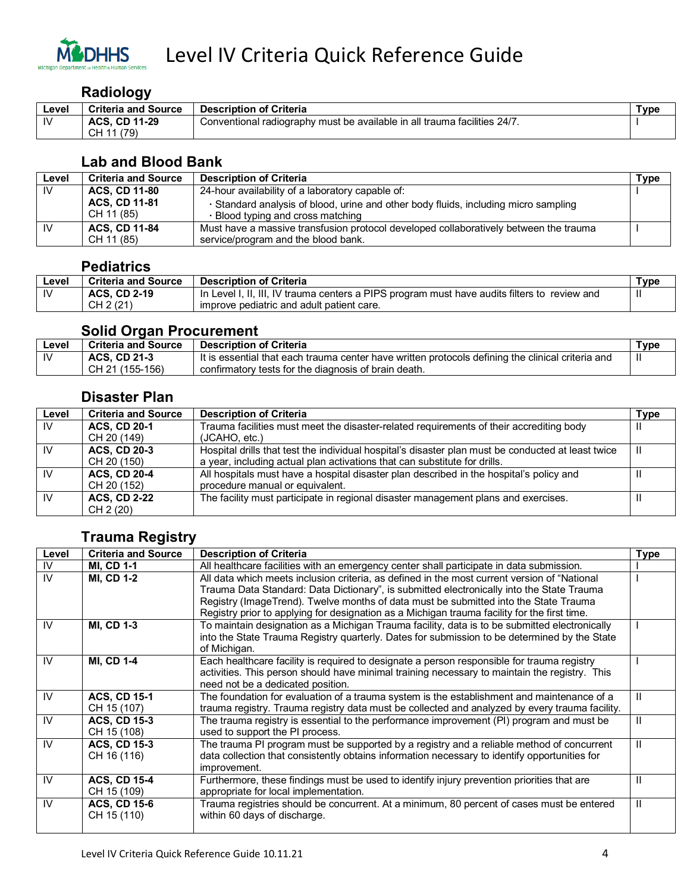# Level IV Criteria Quick Reference Guide

## Radiology

| Level | Criteria and Source | Description of Criteria | Type |
|---|---|---|---|
| IV | **ACS, CD 11-29** CH 11 (79) | Conventional radiography must be available in all trauma facilities 24/7. | I |

## Lab and Blood Bank

| Level | Criteria and Source | Description of Criteria | Type |
|---|---|---|---|
| IV | **ACS, CD 11-80** **ACS, CD 11-81** CH 11 (85) | 24-hour availability of a laboratory capable of: · Standard analysis of blood, urine and other body fluids, including micro sampling · Blood typing and cross matching | I |
| IV | **ACS, CD 11-84** CH 11 (85) | Must have a massive transfusion protocol developed collaboratively between the trauma service/program and the blood bank. | I |

## Pediatrics

| Level | Criteria and Source | Description of Criteria | Type |
|---|---|---|---|
| IV | **ACS, CD 2-19** CH 2 (21) | In Level I, II, III, IV trauma centers a PIPS program must have audits filters to review and improve pediatric and adult patient care. | II |

## Solid Organ Procurement

| Level | Criteria and Source | Description of Criteria | Type |
|---|---|---|---|
| IV | **ACS, CD 21-3** CH 21 (155-156) | It is essential that each trauma center have written protocols defining the clinical criteria and confirmatory tests for the diagnosis of brain death. | II |

## Disaster Plan

| Level | Criteria and Source | Description of Criteria | Type |
|---|---|---|---|
| IV | **ACS, CD 20-1** CH 20 (149) | Trauma facilities must meet the disaster-related requirements of their accrediting body (JCAHO, etc.) | II |
| IV | **ACS, CD 20-3** CH 20 (150) | Hospital drills that test the individual hospital's disaster plan must be conducted at least twice a year, including actual plan activations that can substitute for drills. | II |
| IV | **ACS, CD 20-4** CH 20 (152) | All hospitals must have a hospital disaster plan described in the hospital's policy and procedure manual or equivalent. | II |
| IV | **ACS, CD 2-22** CH 2 (20) | The facility must participate in regional disaster management plans and exercises. | II |

## Trauma Registry

| Level | Criteria and Source | Description of Criteria | Type |
|---|---|---|---|
| IV | **MI, CD 1-1** | All healthcare facilities with an emergency center shall participate in data submission. | I |
| IV | **MI, CD 1-2** | All data which meets inclusion criteria, as defined in the most current version of "National Trauma Data Standard: Data Dictionary", is submitted electronically into the State Trauma Registry (ImageTrend). Twelve months of data must be submitted into the State Trauma Registry prior to applying for designation as a Michigan trauma facility for the first time. | I |
| IV | **MI, CD 1-3** | To maintain designation as a Michigan Trauma facility, data is to be submitted electronically into the State Trauma Registry quarterly. Dates for submission to be determined by the State of Michigan. | I |
| IV | **MI, CD 1-4** | Each healthcare facility is required to designate a person responsible for trauma registry activities. This person should have minimal training necessary to maintain the registry. This need not be a dedicated position. | I |
| IV | **ACS, CD 15-1** CH 15 (107) | The foundation for evaluation of a trauma system is the establishment and maintenance of a trauma registry. Trauma registry data must be collected and analyzed by every trauma facility. | II |
| IV | **ACS, CD 15-3** CH 15 (108) | The trauma registry is essential to the performance improvement (PI) program and must be used to support the PI process. | II |
| IV | **ACS, CD 15-3** CH 16 (116) | The trauma PI program must be supported by a registry and a reliable method of concurrent data collection that consistently obtains information necessary to identify opportunities for improvement. | II |
| IV | **ACS, CD 15-4** CH 15 (109) | Furthermore, these findings must be used to identify injury prevention priorities that are appropriate for local implementation. | II |
| IV | **ACS, CD 15-6** CH 15 (110) | Trauma registries should be concurrent. At a minimum, 80 percent of cases must be entered within 60 days of discharge. | II |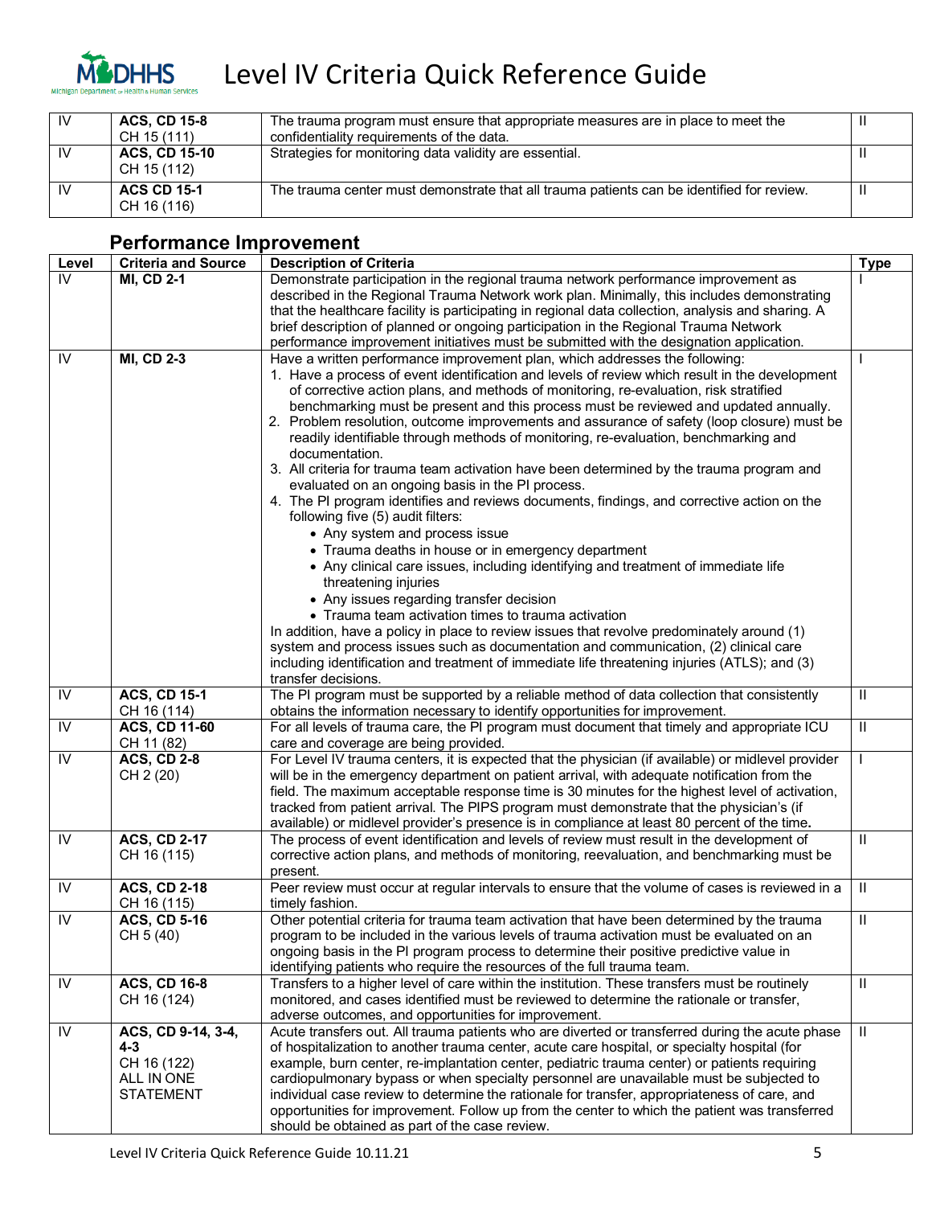| Level | Criteria and Source | Description of Criteria | Type |
|---|---|---|---|
| IV | **ACS, CD 15-8** CH 15 (111) | The trauma program must ensure that appropriate measures are in place to meet the confidentiality requirements of the data. | II |
| IV | **ACS, CD 15-10** CH 15 (112) | Strategies for monitoring data validity are essential. | II |
| IV | **ACS CD 15-1** CH 16 (116) | The trauma center must demonstrate that all trauma patients can be identified for review. | II |

## Performance Improvement

| Level | Criteria and Source | Description of Criteria | Type |
|---|---|---|---|
| IV | **MI, CD 2-1** | Demonstrate participation in the regional trauma network performance improvement as described in the Regional Trauma Network work plan. Minimally, this includes demonstrating that the healthcare facility is participating in regional data collection, analysis and sharing. A brief description of planned or ongoing participation in the Regional Trauma Network performance improvement initiatives must be submitted with the designation application. | I |
| IV | **MI, CD 2-3** | Have a written performance improvement plan, which addresses the following:<br>1. Have a process of event identification and levels of review which result in the development of corrective action plans, and methods of monitoring, re-evaluation, risk stratified benchmarking must be present and this process must be reviewed and updated annually.<br>2. Problem resolution, outcome improvements and assurance of safety (loop closure) must be readily identifiable through methods of monitoring, re-evaluation, benchmarking and documentation.<br>3. All criteria for trauma team activation have been determined by the trauma program and evaluated on an ongoing basis in the PI process.<br>4. The PI program identifies and reviews documents, findings, and corrective action on the following five (5) audit filters:<br>• Any system and process issue<br>• Trauma deaths in house or in emergency department<br>• Any clinical care issues, including identifying and treatment of immediate life threatening injuries<br>• Any issues regarding transfer decision<br>• Trauma team activation times to trauma activation<br>In addition, have a policy in place to review issues that revolve predominately around (1) system and process issues such as documentation and communication, (2) clinical care including identification and treatment of immediate life threatening injuries (ATLS); and (3) transfer decisions. | I |
| IV | **ACS, CD 15-1** CH 16 (114) | The PI program must be supported by a reliable method of data collection that consistently obtains the information necessary to identify opportunities for improvement. | II |
| IV | **ACS, CD 11-60** CH 11 (82) | For all levels of trauma care, the PI program must document that timely and appropriate ICU care and coverage are being provided. | II |
| IV | **ACS, CD 2-8** CH 2 (20) | For Level IV trauma centers, it is expected that the physician (if available) or midlevel provider will be in the emergency department on patient arrival, with adequate notification from the field. The maximum acceptable response time is 30 minutes for the highest level of activation, tracked from patient arrival. The PIPS program must demonstrate that the physician's (if available) or midlevel provider's presence is in compliance at least 80 percent of the time**.** | I |
| IV | **ACS, CD 2-17** CH 16 (115) | The process of event identification and levels of review must result in the development of corrective action plans, and methods of monitoring, reevaluation, and benchmarking must be present. | II |
| IV | **ACS, CD 2-18** CH 16 (115) | Peer review must occur at regular intervals to ensure that the volume of cases is reviewed in a timely fashion. | II |
| IV | **ACS, CD 5-16** CH 5 (40) | Other potential criteria for trauma team activation that have been determined by the trauma program to be included in the various levels of trauma activation must be evaluated on an ongoing basis in the PI program process to determine their positive predictive value in identifying patients who require the resources of the full trauma team. | II |
| IV | **ACS, CD 16-8** CH 16 (124) | Transfers to a higher level of care within the institution. These transfers must be routinely monitored, and cases identified must be reviewed to determine the rationale or transfer, adverse outcomes, and opportunities for improvement. | II |
| IV | **ACS, CD 9-14, 3-4, 4-3** CH 16 (122) ALL IN ONE STATEMENT | Acute transfers out. All trauma patients who are diverted or transferred during the acute phase of hospitalization to another trauma center, acute care hospital, or specialty hospital (for example, burn center, re-implantation center, pediatric trauma center) or patients requiring cardiopulmonary bypass or when specialty personnel are unavailable must be subjected to individual case review to determine the rationale for transfer, appropriateness of care, and opportunities for improvement. Follow up from the center to which the patient was transferred should be obtained as part of the case review. | II |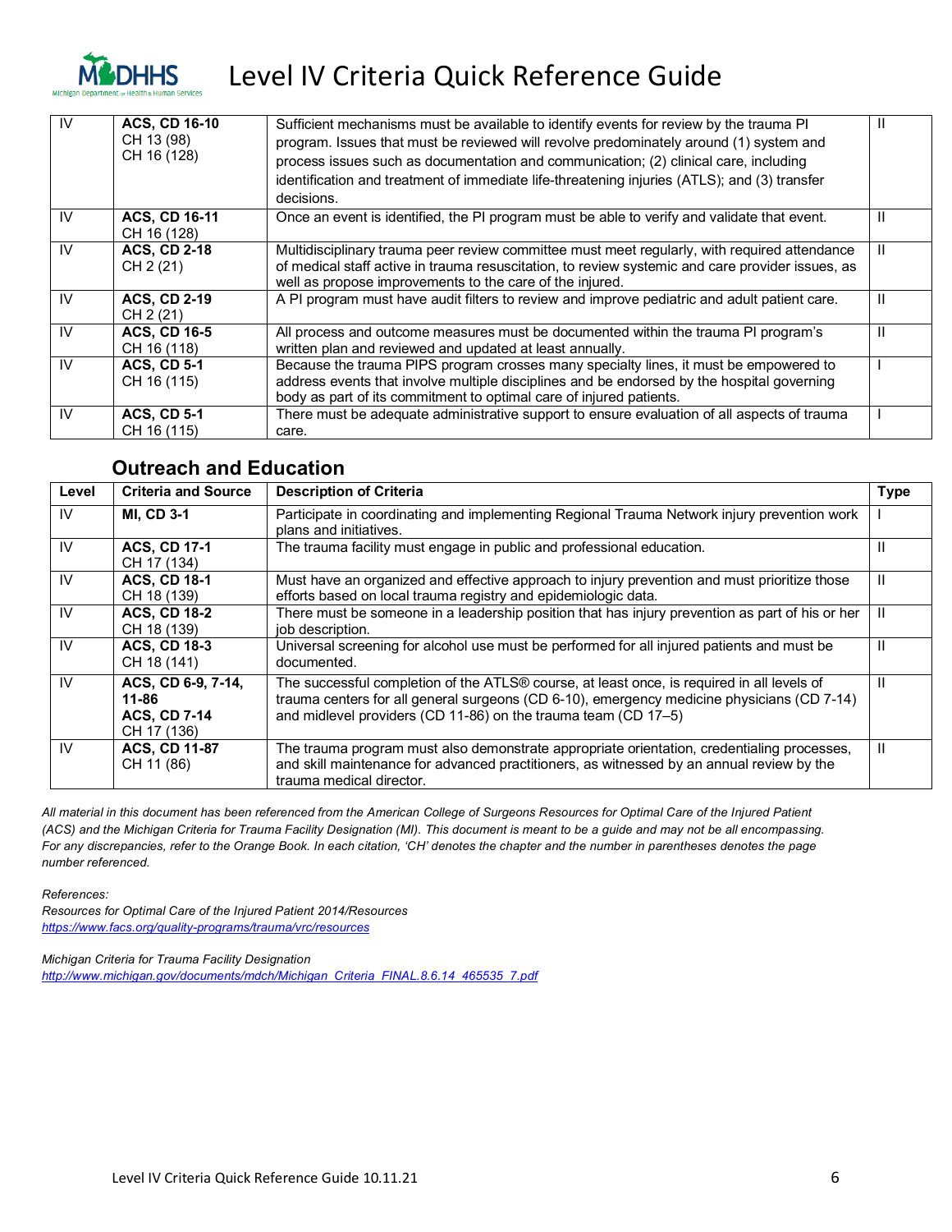| | | | |
|---|---|---|---|
| IV | **ACS, CD 16-10** CH 13 (98) CH 16 (128) | Sufficient mechanisms must be available to identify events for review by the trauma PI program. Issues that must be reviewed will revolve predominately around (1) system and process issues such as documentation and communication; (2) clinical care, including identification and treatment of immediate life-threatening injuries (ATLS); and (3) transfer decisions. | II |
| IV | **ACS, CD 16-11** CH 16 (128) | Once an event is identified, the PI program must be able to verify and validate that event. | II |
| IV | **ACS, CD 2-18** CH 2 (21) | Multidisciplinary trauma peer review committee must meet regularly, with required attendance of medical staff active in trauma resuscitation, to review systemic and care provider issues, as well as propose improvements to the care of the injured. | II |
| IV | **ACS, CD 2-19** CH 2 (21) | A PI program must have audit filters to review and improve pediatric and adult patient care. | II |
| IV | **ACS, CD 16-5** CH 16 (118) | All process and outcome measures must be documented within the trauma PI program's written plan and reviewed and updated at least annually. | II |
| IV | **ACS, CD 5-1** CH 16 (115) | Because the trauma PIPS program crosses many specialty lines, it must be empowered to address events that involve multiple disciplines and be endorsed by the hospital governing body as part of its commitment to optimal care of injured patients. | I |
| IV | **ACS, CD 5-1** CH 16 (115) | There must be adequate administrative support to ensure evaluation of all aspects of trauma care. | I |

## Outreach and Education

| Level | Criteria and Source | Description of Criteria | Type |
|---|---|---|---|
| IV | **MI, CD 3-1** | Participate in coordinating and implementing Regional Trauma Network injury prevention work plans and initiatives. | I |
| IV | **ACS, CD 17-1** CH 17 (134) | The trauma facility must engage in public and professional education. | II |
| IV | **ACS, CD 18-1** CH 18 (139) | Must have an organized and effective approach to injury prevention and must prioritize those efforts based on local trauma registry and epidemiologic data. | II |
| IV | **ACS, CD 18-2** CH 18 (139) | There must be someone in a leadership position that has injury prevention as part of his or her job description. | II |
| IV | **ACS, CD 18-3** CH 18 (141) | Universal screening for alcohol use must be performed for all injured patients and must be documented. | II |
| IV | **ACS, CD 6-9, 7-14, 11-86** **ACS, CD 7-14** CH 17 (136) | The successful completion of the ATLS® course, at least once, is required in all levels of trauma centers for all general surgeons (CD 6-10), emergency medicine physicians (CD 7-14) and midlevel providers (CD 11-86) on the trauma team (CD 17–5) | II |
| IV | **ACS, CD 11-87** CH 11 (86) | The trauma program must also demonstrate appropriate orientation, credentialing processes, and skill maintenance for advanced practitioners, as witnessed by an annual review by the trauma medical director. | II |

*All material in this document has been referenced from the American College of Surgeons Resources for Optimal Care of the Injured Patient (ACS) and the Michigan Criteria for Trauma Facility Designation (MI). This document is meant to be a guide and may not be all encompassing. For any discrepancies, refer to the Orange Book. In each citation, 'CH' denotes the chapter and the number in parentheses denotes the page number referenced.*

*References:*
*Resources for Optimal Care of the Injured Patient 2014/Resources*
*https://www.facs.org/quality-programs/trauma/vrc/resources*

*Michigan Criteria for Trauma Facility Designation*
*http://www.michigan.gov/documents/mdch/Michigan_Criteria_FINAL.8.6.14_465535_7.pdf*